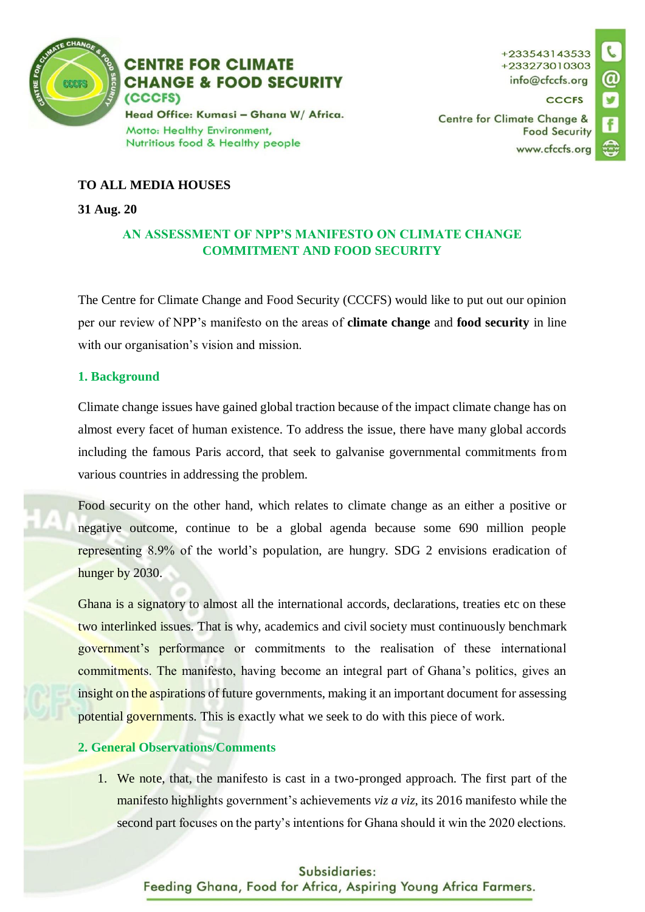**CENTRE FOR CLIMATE CHANGE & FOOD SECURITY (CCCFS)**

Head Office: Kumasi – Ghana W/ Africa.

Motto: Healthy Environment, Nutritious food & Healthy people

+233543143533
+233273010303
info@cfccfs.org
CCCFS
Centre for Climate Change & Food Security
www.cfccfs.org

**TO ALL MEDIA HOUSES**

**31 Aug. 20**

## AN ASSESSMENT OF NPP'S MANIFESTO ON CLIMATE CHANGE COMMITMENT AND FOOD SECURITY

The Centre for Climate Change and Food Security (CCCFS) would like to put out our opinion per our review of NPP's manifesto on the areas of **climate change** and **food security** in line with our organisation's vision and mission.

### 1. Background

Climate change issues have gained global traction because of the impact climate change has on almost every facet of human existence. To address the issue, there have many global accords including the famous Paris accord, that seek to galvanise governmental commitments from various countries in addressing the problem.

Food security on the other hand, which relates to climate change as an either a positive or negative outcome, continue to be a global agenda because some 690 million people representing 8.9% of the world's population, are hungry. SDG 2 envisions eradication of hunger by 2030.

Ghana is a signatory to almost all the international accords, declarations, treaties etc on these two interlinked issues. That is why, academics and civil society must continuously benchmark government's performance or commitments to the realisation of these international commitments. The manifesto, having become an integral part of Ghana's politics, gives an insight on the aspirations of future governments, making it an important document for assessing potential governments. This is exactly what we seek to do with this piece of work.

### 2. General Observations/Comments

1. We note, that, the manifesto is cast in a two-pronged approach. The first part of the manifesto highlights government's achievements *viz a viz*, its 2016 manifesto while the second part focuses on the party's intentions for Ghana should it win the 2020 elections.

Subsidiaries:
Feeding Ghana, Food for Africa, Aspiring Young Africa Farmers.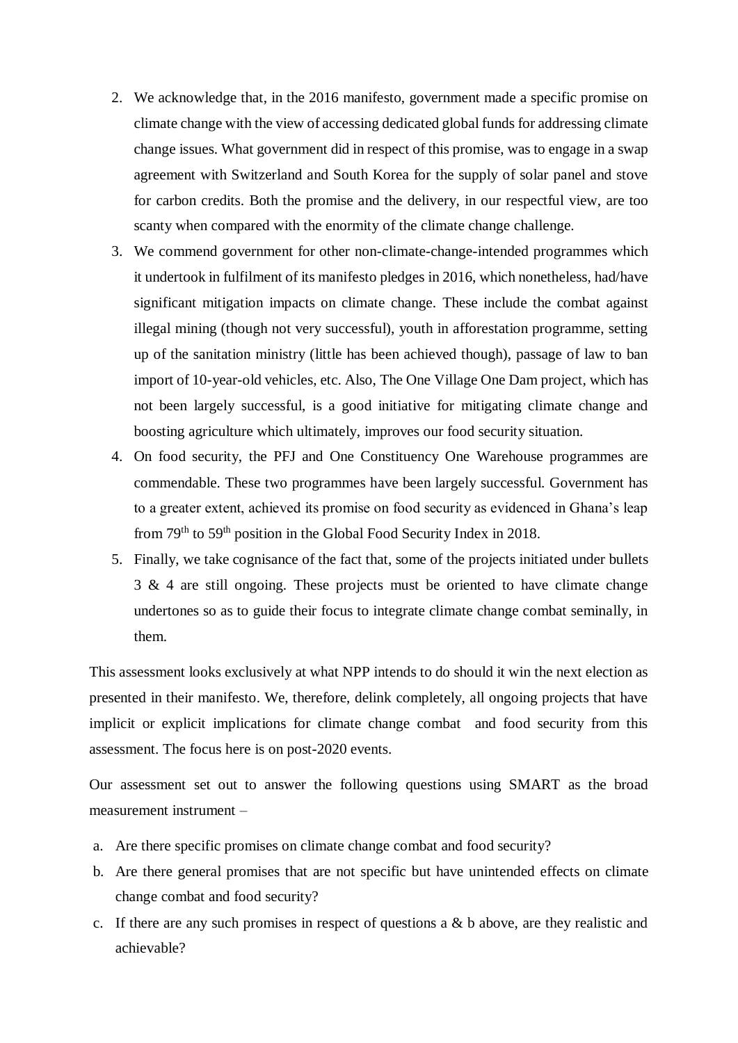2. We acknowledge that, in the 2016 manifesto, government made a specific promise on climate change with the view of accessing dedicated global funds for addressing climate change issues. What government did in respect of this promise, was to engage in a swap agreement with Switzerland and South Korea for the supply of solar panel and stove for carbon credits. Both the promise and the delivery, in our respectful view, are too scanty when compared with the enormity of the climate change challenge.
3. We commend government for other non-climate-change-intended programmes which it undertook in fulfilment of its manifesto pledges in 2016, which nonetheless, had/have significant mitigation impacts on climate change. These include the combat against illegal mining (though not very successful), youth in afforestation programme, setting up of the sanitation ministry (little has been achieved though), passage of law to ban import of 10-year-old vehicles, etc. Also, The One Village One Dam project, which has not been largely successful, is a good initiative for mitigating climate change and boosting agriculture which ultimately, improves our food security situation.
4. On food security, the PFJ and One Constituency One Warehouse programmes are commendable. These two programmes have been largely successful. Government has to a greater extent, achieved its promise on food security as evidenced in Ghana's leap from 79th to 59th position in the Global Food Security Index in 2018.
5. Finally, we take cognisance of the fact that, some of the projects initiated under bullets 3 & 4 are still ongoing. These projects must be oriented to have climate change undertones so as to guide their focus to integrate climate change combat seminally, in them.

This assessment looks exclusively at what NPP intends to do should it win the next election as presented in their manifesto. We, therefore, delink completely, all ongoing projects that have implicit or explicit implications for climate change combat and food security from this assessment. The focus here is on post-2020 events.

Our assessment set out to answer the following questions using SMART as the broad measurement instrument –

a. Are there specific promises on climate change combat and food security?
b. Are there general promises that are not specific but have unintended effects on climate change combat and food security?
c. If there are any such promises in respect of questions a & b above, are they realistic and achievable?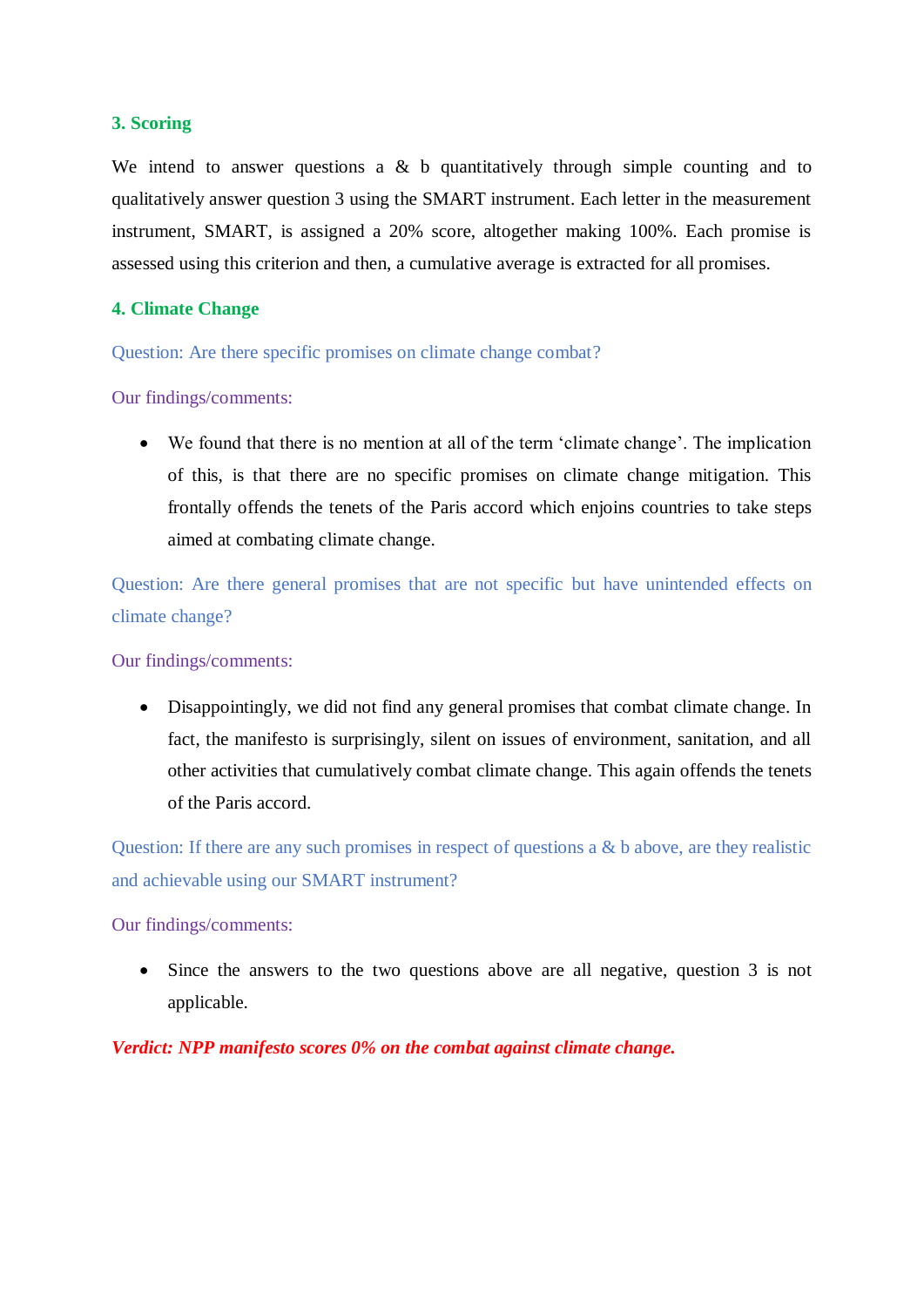## 3. Scoring

We intend to answer questions a & b quantitatively through simple counting and to qualitatively answer question 3 using the SMART instrument. Each letter in the measurement instrument, SMART, is assigned a 20% score, altogether making 100%. Each promise is assessed using this criterion and then, a cumulative average is extracted for all promises.

## 4. Climate Change

Question: Are there specific promises on climate change combat?

Our findings/comments:

- We found that there is no mention at all of the term 'climate change'. The implication of this, is that there are no specific promises on climate change mitigation. This frontally offends the tenets of the Paris accord which enjoins countries to take steps aimed at combating climate change.

Question: Are there general promises that are not specific but have unintended effects on climate change?

Our findings/comments:

- Disappointingly, we did not find any general promises that combat climate change. In fact, the manifesto is surprisingly, silent on issues of environment, sanitation, and all other activities that cumulatively combat climate change. This again offends the tenets of the Paris accord.

Question: If there are any such promises in respect of questions a & b above, are they realistic and achievable using our SMART instrument?

Our findings/comments:

- Since the answers to the two questions above are all negative, question 3 is not applicable.

***Verdict: NPP manifesto scores 0% on the combat against climate change.***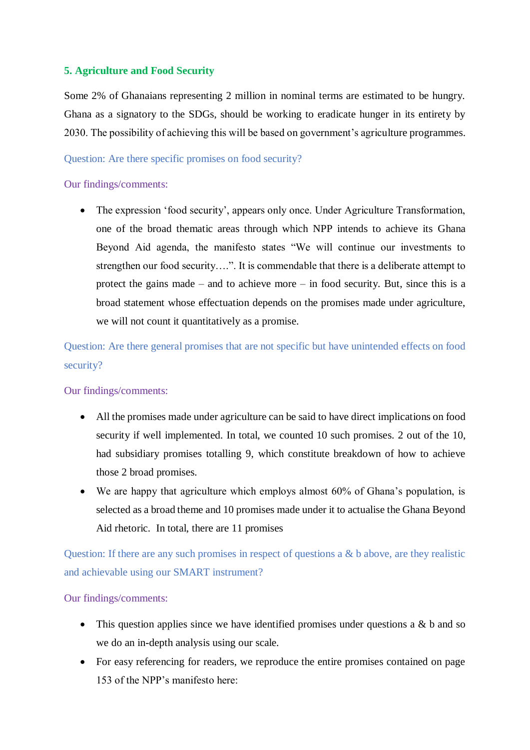## 5. Agriculture and Food Security

Some 2% of Ghanaians representing 2 million in nominal terms are estimated to be hungry. Ghana as a signatory to the SDGs, should be working to eradicate hunger in its entirety by 2030. The possibility of achieving this will be based on government's agriculture programmes.

Question: Are there specific promises on food security?

Our findings/comments:

- The expression 'food security', appears only once. Under Agriculture Transformation, one of the broad thematic areas through which NPP intends to achieve its Ghana Beyond Aid agenda, the manifesto states "We will continue our investments to strengthen our food security….". It is commendable that there is a deliberate attempt to protect the gains made – and to achieve more – in food security. But, since this is a broad statement whose effectuation depends on the promises made under agriculture, we will not count it quantitatively as a promise.

Question: Are there general promises that are not specific but have unintended effects on food security?

Our findings/comments:

- All the promises made under agriculture can be said to have direct implications on food security if well implemented. In total, we counted 10 such promises. 2 out of the 10, had subsidiary promises totalling 9, which constitute breakdown of how to achieve those 2 broad promises.
- We are happy that agriculture which employs almost 60% of Ghana's population, is selected as a broad theme and 10 promises made under it to actualise the Ghana Beyond Aid rhetoric. In total, there are 11 promises

Question: If there are any such promises in respect of questions a & b above, are they realistic and achievable using our SMART instrument?

Our findings/comments:

- This question applies since we have identified promises under questions a & b and so we do an in-depth analysis using our scale.
- For easy referencing for readers, we reproduce the entire promises contained on page 153 of the NPP's manifesto here: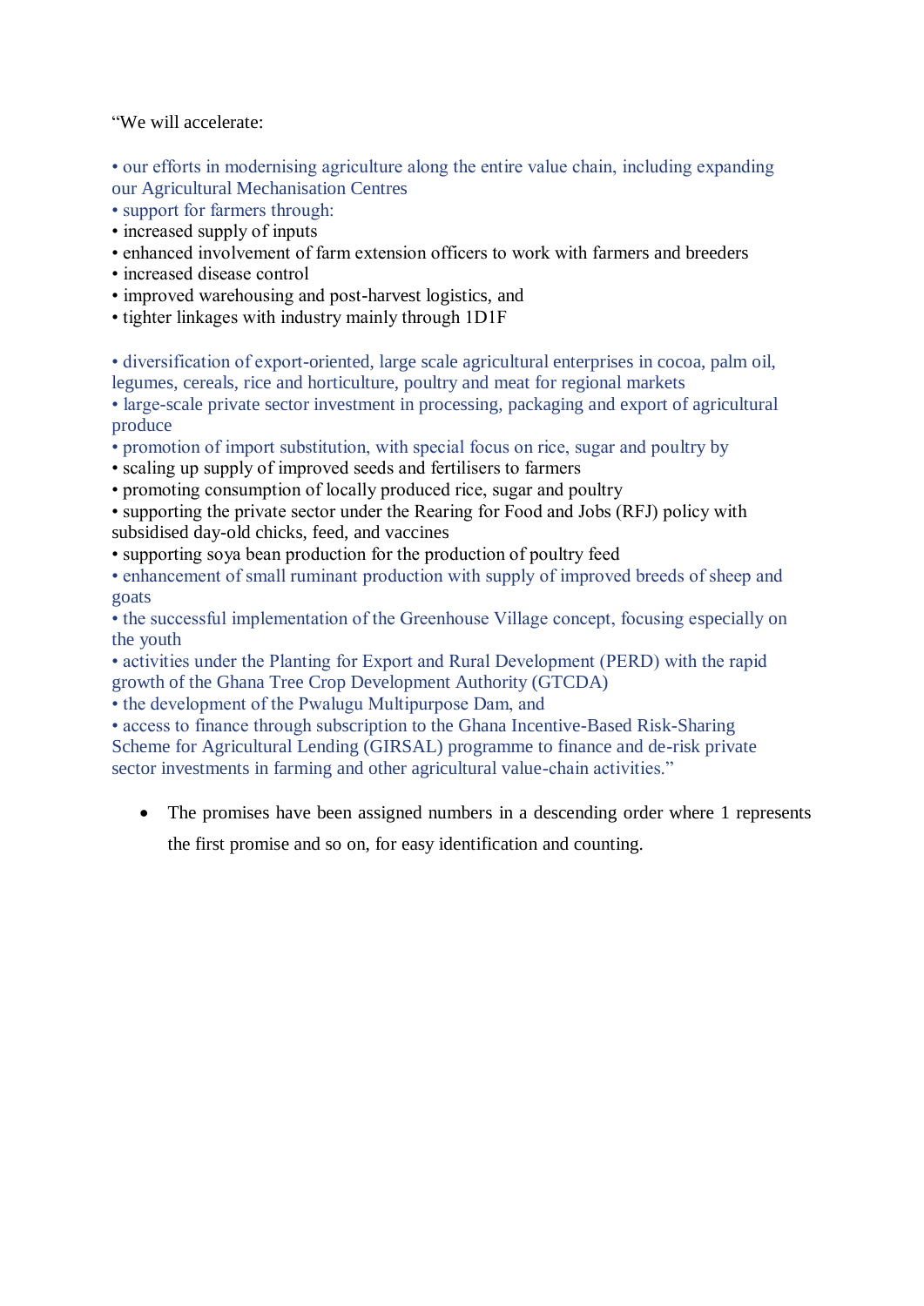"We will accelerate:

- our efforts in modernising agriculture along the entire value chain, including expanding our Agricultural Mechanisation Centres
- support for farmers through:
- increased supply of inputs
- enhanced involvement of farm extension officers to work with farmers and breeders
- increased disease control
- improved warehousing and post-harvest logistics, and
- tighter linkages with industry mainly through 1D1F

- diversification of export-oriented, large scale agricultural enterprises in cocoa, palm oil, legumes, cereals, rice and horticulture, poultry and meat for regional markets
- large-scale private sector investment in processing, packaging and export of agricultural produce
- promotion of import substitution, with special focus on rice, sugar and poultry by
- scaling up supply of improved seeds and fertilisers to farmers
- promoting consumption of locally produced rice, sugar and poultry
- supporting the private sector under the Rearing for Food and Jobs (RFJ) policy with subsidised day-old chicks, feed, and vaccines
- supporting soya bean production for the production of poultry feed
- enhancement of small ruminant production with supply of improved breeds of sheep and goats
- the successful implementation of the Greenhouse Village concept, focusing especially on the youth
- activities under the Planting for Export and Rural Development (PERD) with the rapid growth of the Ghana Tree Crop Development Authority (GTCDA)
- the development of the Pwalugu Multipurpose Dam, and
- access to finance through subscription to the Ghana Incentive-Based Risk-Sharing Scheme for Agricultural Lending (GIRSAL) programme to finance and de-risk private sector investments in farming and other agricultural value-chain activities."

- The promises have been assigned numbers in a descending order where 1 represents the first promise and so on, for easy identification and counting.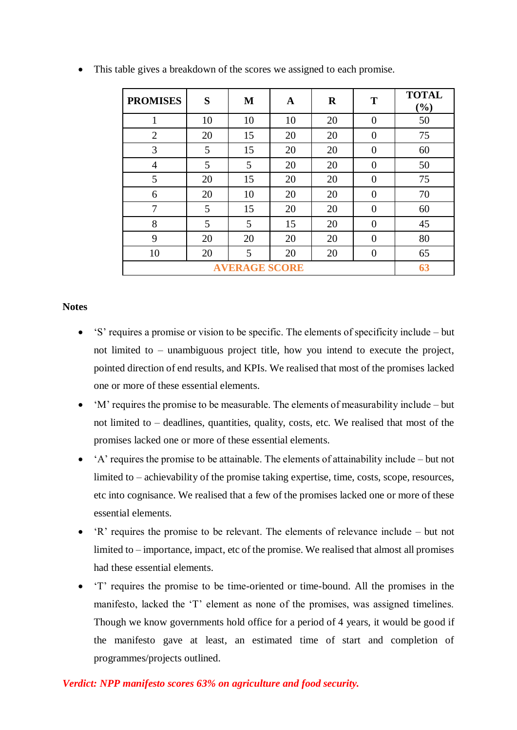- This table gives a breakdown of the scores we assigned to each promise.

| PROMISES | S | M | A | R | T | TOTAL (%) |
|---|---|---|---|---|---|---|
| 1 | 10 | 10 | 10 | 20 | 0 | 50 |
| 2 | 20 | 15 | 20 | 20 | 0 | 75 |
| 3 | 5 | 15 | 20 | 20 | 0 | 60 |
| 4 | 5 | 5 | 20 | 20 | 0 | 50 |
| 5 | 20 | 15 | 20 | 20 | 0 | 75 |
| 6 | 20 | 10 | 20 | 20 | 0 | 70 |
| 7 | 5 | 15 | 20 | 20 | 0 | 60 |
| 8 | 5 | 5 | 15 | 20 | 0 | 45 |
| 9 | 20 | 20 | 20 | 20 | 0 | 80 |
| 10 | 20 | 5 | 20 | 20 | 0 | 65 |
| **AVERAGE SCORE** | | | | | | **63** |

**Notes**

- 'S' requires a promise or vision to be specific. The elements of specificity include – but not limited to – unambiguous project title, how you intend to execute the project, pointed direction of end results, and KPIs. We realised that most of the promises lacked one or more of these essential elements.
- 'M' requires the promise to be measurable. The elements of measurability include – but not limited to – deadlines, quantities, quality, costs, etc. We realised that most of the promises lacked one or more of these essential elements.
- 'A' requires the promise to be attainable. The elements of attainability include – but not limited to – achievability of the promise taking expertise, time, costs, scope, resources, etc into cognisance. We realised that a few of the promises lacked one or more of these essential elements.
- 'R' requires the promise to be relevant. The elements of relevance include – but not limited to – importance, impact, etc of the promise. We realised that almost all promises had these essential elements.
- 'T' requires the promise to be time-oriented or time-bound. All the promises in the manifesto, lacked the 'T' element as none of the promises, was assigned timelines. Though we know governments hold office for a period of 4 years, it would be good if the manifesto gave at least, an estimated time of start and completion of programmes/projects outlined.

***Verdict: NPP manifesto scores 63% on agriculture and food security.***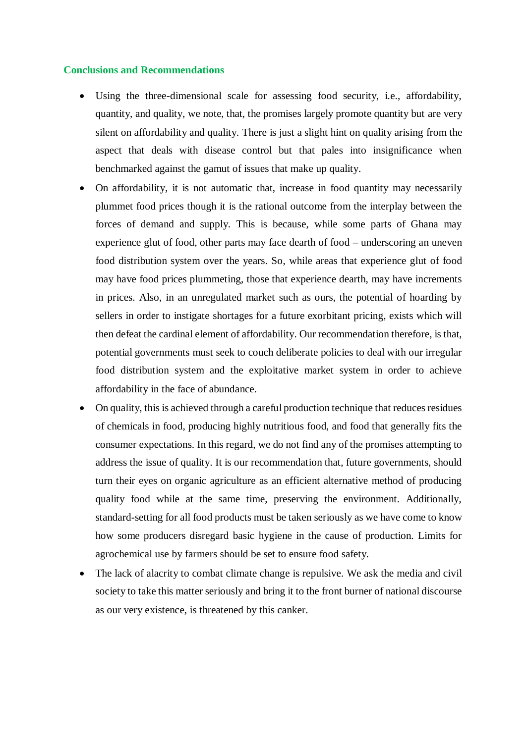## Conclusions and Recommendations

- Using the three-dimensional scale for assessing food security, i.e., affordability, quantity, and quality, we note, that, the promises largely promote quantity but are very silent on affordability and quality. There is just a slight hint on quality arising from the aspect that deals with disease control but that pales into insignificance when benchmarked against the gamut of issues that make up quality.
- On affordability, it is not automatic that, increase in food quantity may necessarily plummet food prices though it is the rational outcome from the interplay between the forces of demand and supply. This is because, while some parts of Ghana may experience glut of food, other parts may face dearth of food – underscoring an uneven food distribution system over the years. So, while areas that experience glut of food may have food prices plummeting, those that experience dearth, may have increments in prices. Also, in an unregulated market such as ours, the potential of hoarding by sellers in order to instigate shortages for a future exorbitant pricing, exists which will then defeat the cardinal element of affordability. Our recommendation therefore, is that, potential governments must seek to couch deliberate policies to deal with our irregular food distribution system and the exploitative market system in order to achieve affordability in the face of abundance.
- On quality, this is achieved through a careful production technique that reduces residues of chemicals in food, producing highly nutritious food, and food that generally fits the consumer expectations. In this regard, we do not find any of the promises attempting to address the issue of quality. It is our recommendation that, future governments, should turn their eyes on organic agriculture as an efficient alternative method of producing quality food while at the same time, preserving the environment. Additionally, standard-setting for all food products must be taken seriously as we have come to know how some producers disregard basic hygiene in the cause of production. Limits for agrochemical use by farmers should be set to ensure food safety.
- The lack of alacrity to combat climate change is repulsive. We ask the media and civil society to take this matter seriously and bring it to the front burner of national discourse as our very existence, is threatened by this canker.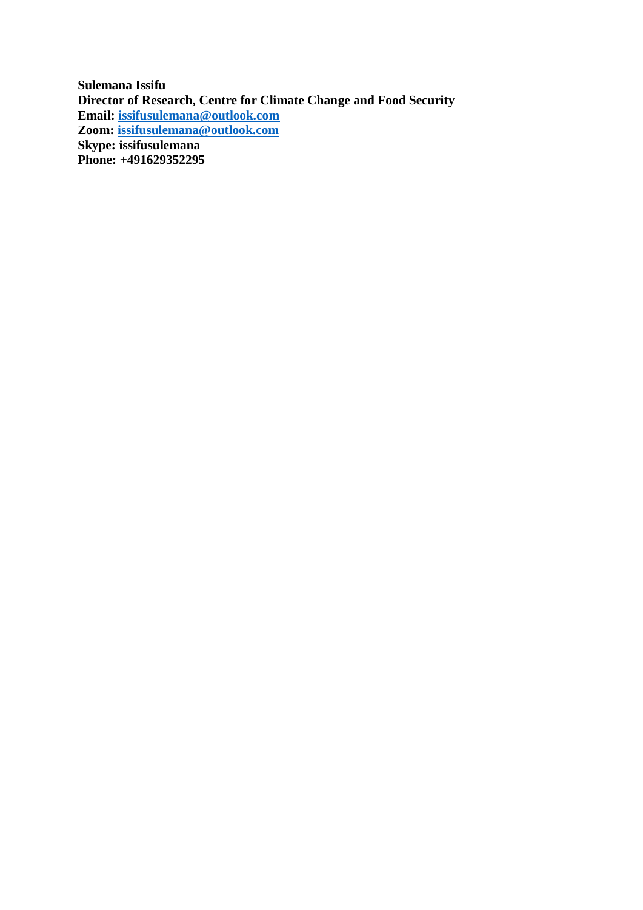**Sulemana Issifu**
**Director of Research, Centre for Climate Change and Food Security**
**Email: issifusulemana@outlook.com**
**Zoom: issifusulemana@outlook.com**
**Skype: issifusulemana**
**Phone: +491629352295**